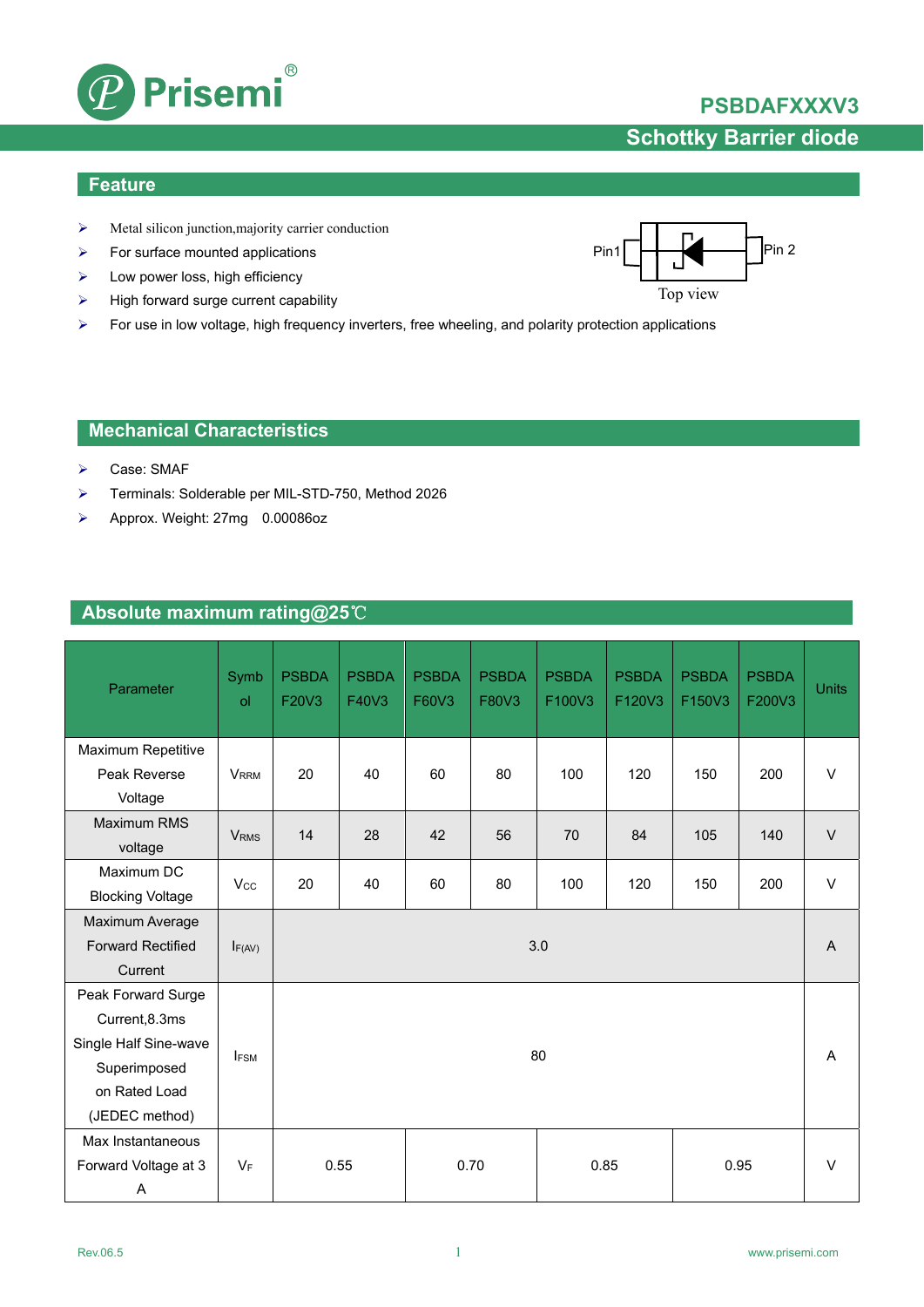# PSBDAFXXXV3

## Schottky Barrier diode

## Feature

- Metal silicon junction,majority carrier conduction
- For surface mounted applications
- Low power loss, high efficiency
- High forward surge current capability
- For use in low voltage, high frequency inverters, free wheeling, and polarity protection applications

Pin1 Pin 2

Top view

## Mechanical Characteristics

- Case: SMAF
- Terminals: Solderable per MIL-STD-750, Method 2026
- Approx. Weight: 27mg 0.00086oz

## Absolute maximum rating@25℃

| Parameter | Symbol | PSBDAF20V3 | PSBDAF40V3 | PSBDAF60V3 | PSBDAF80V3 | PSBDAF100V3 | PSBDAF120V3 | PSBDAF150V3 | PSBDAF200V3 | Units |
|---|---|---|---|---|---|---|---|---|---|---|
| Maximum Repetitive Peak Reverse Voltage | $V_{RRM}$ | 20 | 40 | 60 | 80 | 100 | 120 | 150 | 200 | V |
| Maximum RMS voltage | $V_{RMS}$ | 14 | 28 | 42 | 56 | 70 | 84 | 105 | 140 | V |
| Maximum DC Blocking Voltage | $V_{CC}$ | 20 | 40 | 60 | 80 | 100 | 120 | 150 | 200 | V |
| Maximum Average Forward Rectified Current | $I_{F(AV)}$ | 3.0 | | | | | | | | A |
| Peak Forward Surge Current,8.3ms Single Half Sine-wave Superimposed on Rated Load (JEDEC method) | $I_{FSM}$ | 80 | | | | | | | | A |
| Max Instantaneous Forward Voltage at 3 A | $V_F$ | 0.55 | | 0.70 | | 0.85 | | 0.95 | | V |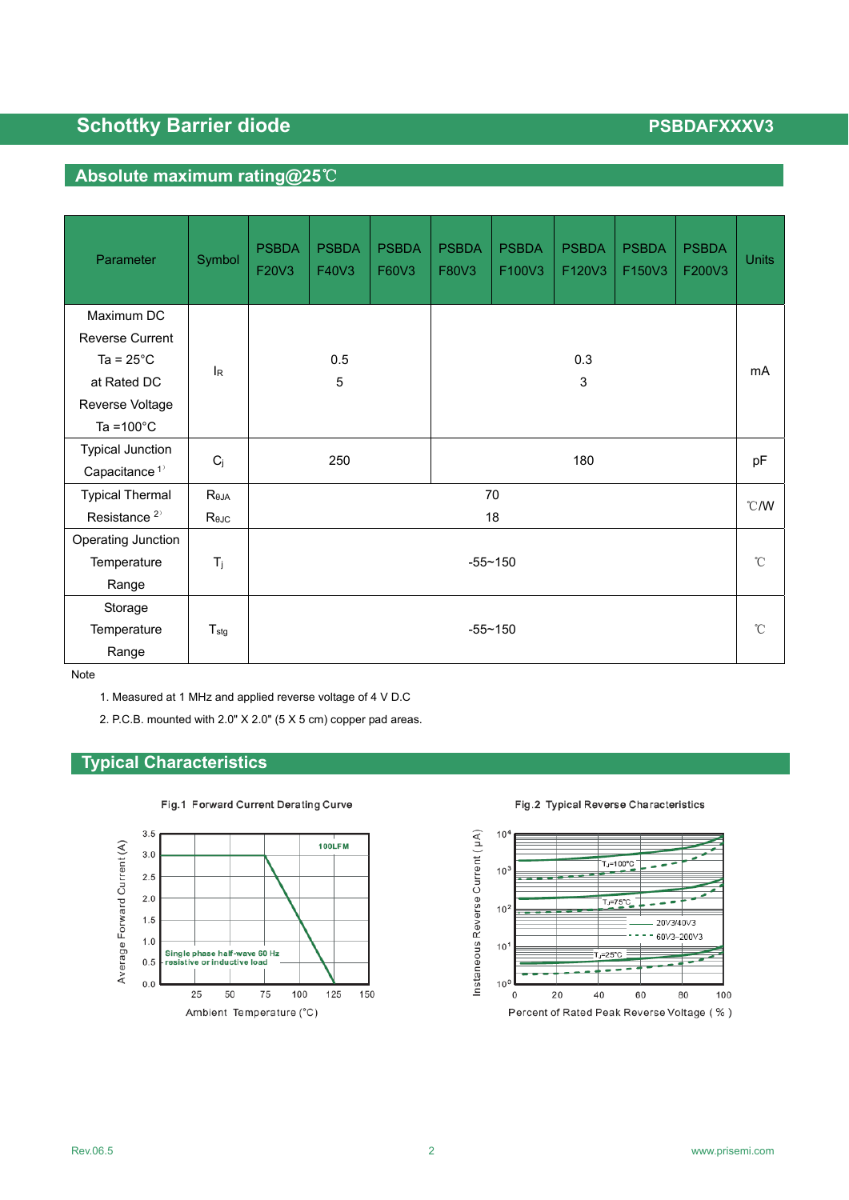## Absolute maximum rating@25℃

| Parameter | Symbol | PSBDA F20V3 | PSBDA F40V3 | PSBDA F60V3 | PSBDA F80V3 | PSBDA F100V3 | PSBDA F120V3 | PSBDA F150V3 | PSBDA F200V3 | Units |
|---|---|---|---|---|---|---|---|---|---|---|
| Maximum DC Reverse Current Ta = 25°C at Rated DC Reverse Voltage Ta =100°C | $I_R$ | 0.5<br>5 | | | 0.3<br>3 | | | | | mA |
| Typical Junction Capacitance [1] | $C_j$ | 250 | | | 180 | | | | | pF |
| Typical Thermal Resistance [2] | $R_{\theta JA}$<br>$R_{\theta JC}$ | 70<br>18 | | | | | | | | ℃/W |
| Operating Junction Temperature Range | $T_j$ | -55~150 | | | | | | | | ℃ |
| Storage Temperature Range | $T_{stg}$ | -55~150 | | | | | | | | ℃ |

Note

1. Measured at 1 MHz and applied reverse voltage of 4 V D.C
2. P.C.B. mounted with 2.0" X 2.0" (5 X 5 cm) copper pad areas.

## Typical Characteristics

Fig.1 Forward Current Derating Curve

Fig.2 Typical Reverse Characteristics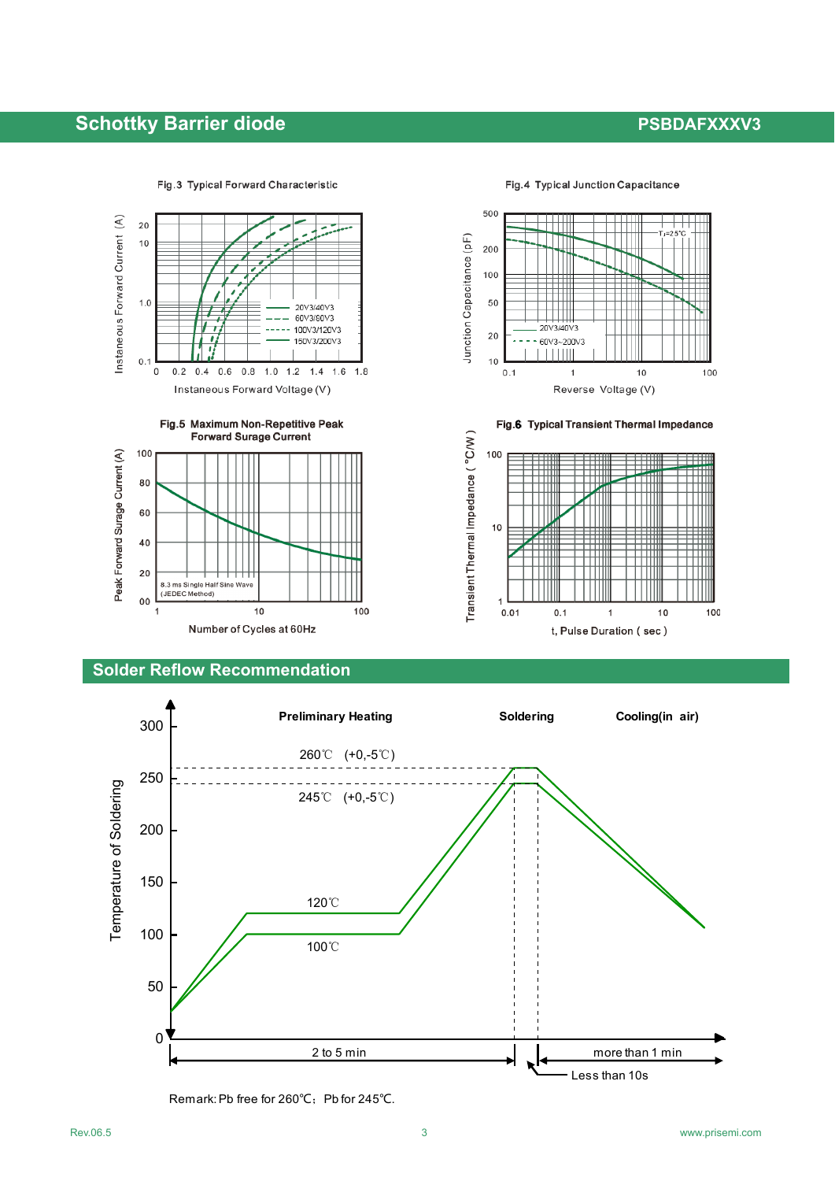Fig.3 Typical Forward Characteristic

Instaneous Forward Current (A)

Instaneous Forward Voltage (V)

20V3/40V3
60V3/80V3
100V3/120V3
150V3/200V3

Fig.4 Typical Junction Capacitance

Junction Capacitance (pF)

Reverse Voltage (V)

$T_J=25°C$

20V3/40V3
60V3~200V3

Fig.5 Maximum Non-Repetitive Peak Forward Surage Current

Peak Forward Surage Current (A)

Number of Cycles at 60Hz

8.3 ms Single Half Sine Wave (JEDEC Method)

Fig.6 Typical Transient Thermal Impedance

Transient Thermal Impedance (°C/W)

t, Pulse Duration ( sec )

## Solder Reflow Recommendation

Temperature of Soldering

Preliminary Heating | Soldering | Cooling(in air)

260℃ (+0,-5℃)

245℃ (+0,-5℃)

120℃

100℃

2 to 5 min

more than 1 min

Less than 10s

Remark: Pb free for 260℃; Pb for 245℃.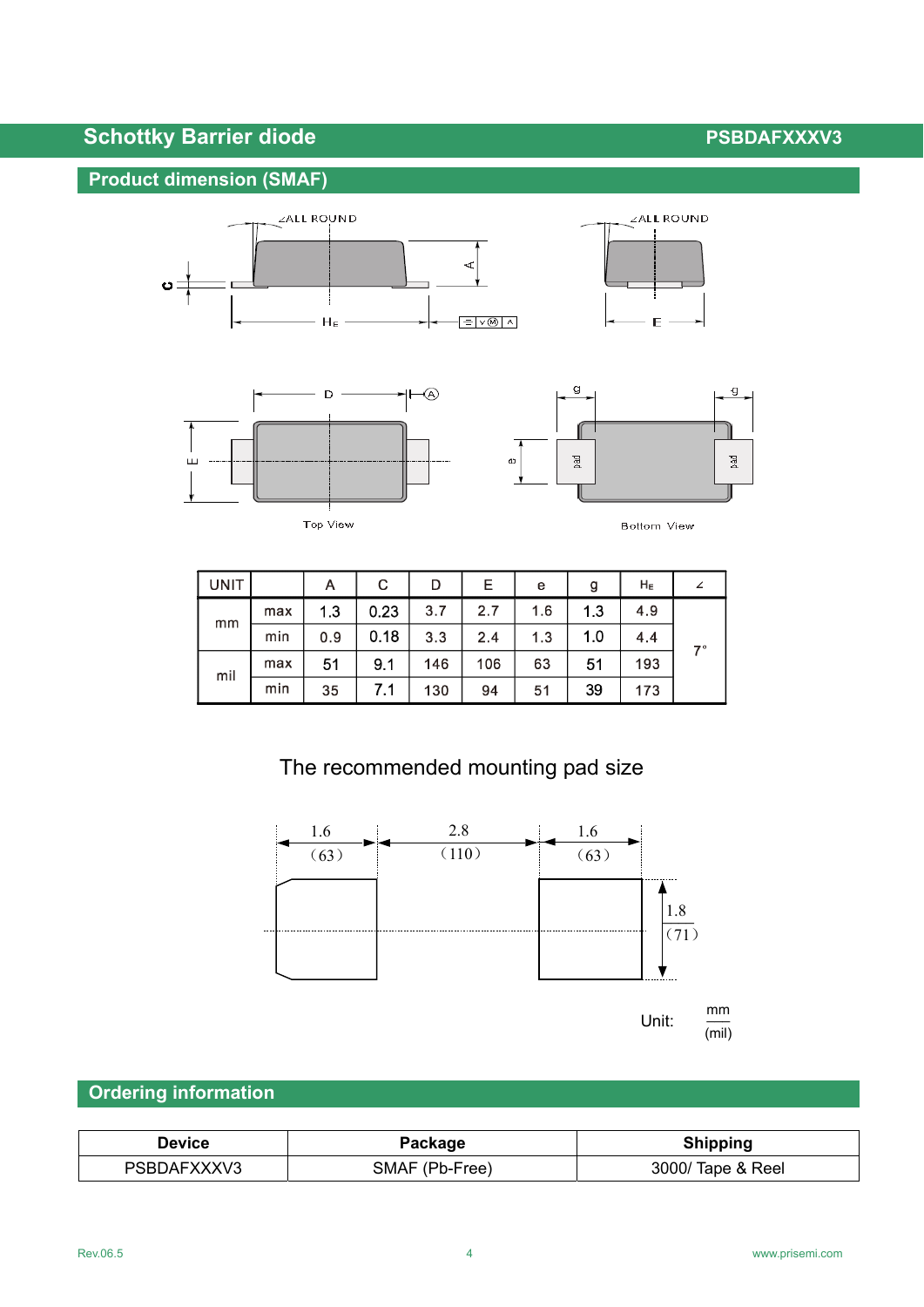## Product dimension (SMAF)

Top View

Bottom View

| UNIT | | A | C | D | E | e | g | $H_E$ | ∠ |
|---|---|---|---|---|---|---|---|---|---|
| mm | max | 1.3 | 0.23 | 3.7 | 2.7 | 1.6 | 1.3 | 4.9 | 7° |
| | min | 0.9 | 0.18 | 3.3 | 2.4 | 1.3 | 1.0 | 4.4 | |
| mil | max | 51 | 9.1 | 146 | 106 | 63 | 51 | 193 | |
| | min | 35 | 7.1 | 130 | 94 | 51 | 39 | 173 | |

### The recommended mounting pad size

1.6 (63) — 2.8 (110) — 1.6 (63)

1.8 (71)

Unit: mm (mil)

## Ordering information

| Device | Package | Shipping |
|---|---|---|
| PSBDAFXXXV3 | SMAF (Pb-Free) | 3000/ Tape & Reel |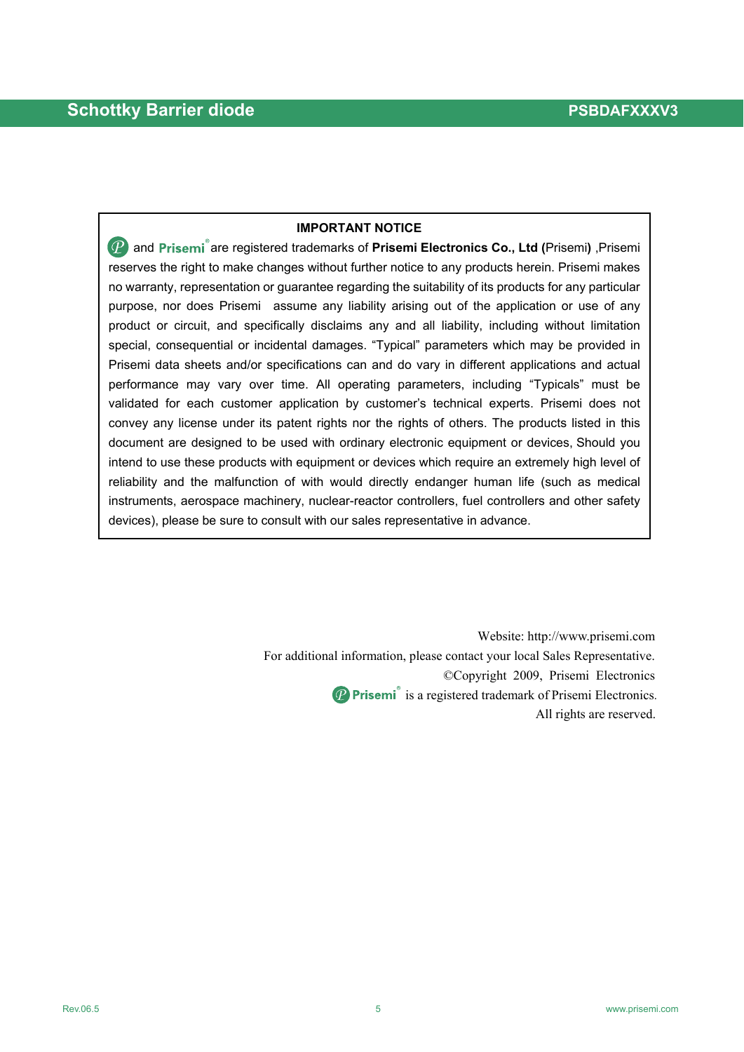## IMPORTANT NOTICE

and **Prisemi**® are registered trademarks of **Prisemi Electronics Co., Ltd (**Prisemi**)** ,Prisemi reserves the right to make changes without further notice to any products herein. Prisemi makes no warranty, representation or guarantee regarding the suitability of its products for any particular purpose, nor does Prisemi assume any liability arising out of the application or use of any product or circuit, and specifically disclaims any and all liability, including without limitation special, consequential or incidental damages. "Typical" parameters which may be provided in Prisemi data sheets and/or specifications can and do vary in different applications and actual performance may vary over time. All operating parameters, including "Typicals" must be validated for each customer application by customer's technical experts. Prisemi does not convey any license under its patent rights nor the rights of others. The products listed in this document are designed to be used with ordinary electronic equipment or devices, Should you intend to use these products with equipment or devices which require an extremely high level of reliability and the malfunction of with would directly endanger human life (such as medical instruments, aerospace machinery, nuclear-reactor controllers, fuel controllers and other safety devices), please be sure to consult with our sales representative in advance.

Website: http://www.prisemi.com

For additional information, please contact your local Sales Representative.

©Copyright 2009, Prisemi Electronics

**Prisemi**® is a registered trademark of Prisemi Electronics.

All rights are reserved.